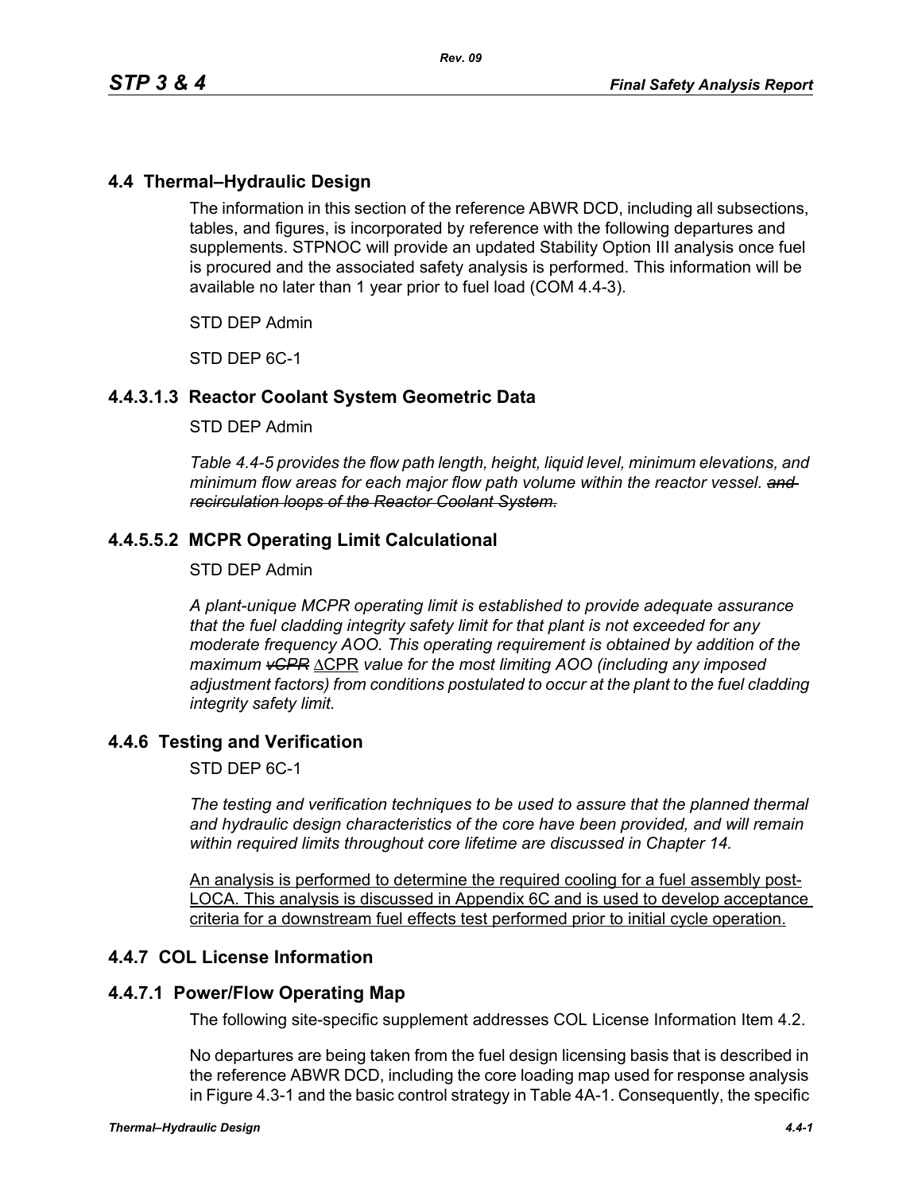## 4.4 Thermal–Hydraulic Design

The information in this section of the reference ABWR DCD, including all subsections, tables, and figures, is incorporated by reference with the following departures and supplements. STPNOC will provide an updated Stability Option III analysis once fuel is procured and the associated safety analysis is performed. This information will be available no later than 1 year prior to fuel load (COM 4.4-3).

STD DEP Admin

STD DEP 6C-1

### 4.4.3.1.3 Reactor Coolant System Geometric Data

STD DEP Admin

*Table 4.4-5 provides the flow path length, height, liquid level, minimum elevations, and minimum flow areas for each major flow path volume within the reactor vessel.* ~~*and recirculation loops of the Reactor Coolant System.*~~

### 4.4.5.5.2 MCPR Operating Limit Calculational

STD DEP Admin

*A plant-unique MCPR operating limit is established to provide adequate assurance that the fuel cladding integrity safety limit for that plant is not exceeded for any moderate frequency AOO. This operating requirement is obtained by addition of the maximum* ~~*vCPR*~~ <u>ΔCPR</u> *value for the most limiting AOO (including any imposed adjustment factors) from conditions postulated to occur at the plant to the fuel cladding integrity safety limit.*

### 4.4.6 Testing and Verification

STD DEP 6C-1

*The testing and verification techniques to be used to assure that the planned thermal and hydraulic design characteristics of the core have been provided, and will remain within required limits throughout core lifetime are discussed in Chapter 14.*

<u>An analysis is performed to determine the required cooling for a fuel assembly post-LOCA. This analysis is discussed in Appendix 6C and is used to develop acceptance criteria for a downstream fuel effects test performed prior to initial cycle operation.</u>

### 4.4.7 COL License Information

### 4.4.7.1 Power/Flow Operating Map

The following site-specific supplement addresses COL License Information Item 4.2.

No departures are being taken from the fuel design licensing basis that is described in the reference ABWR DCD, including the core loading map used for response analysis in Figure 4.3-1 and the basic control strategy in Table 4A-1. Consequently, the specific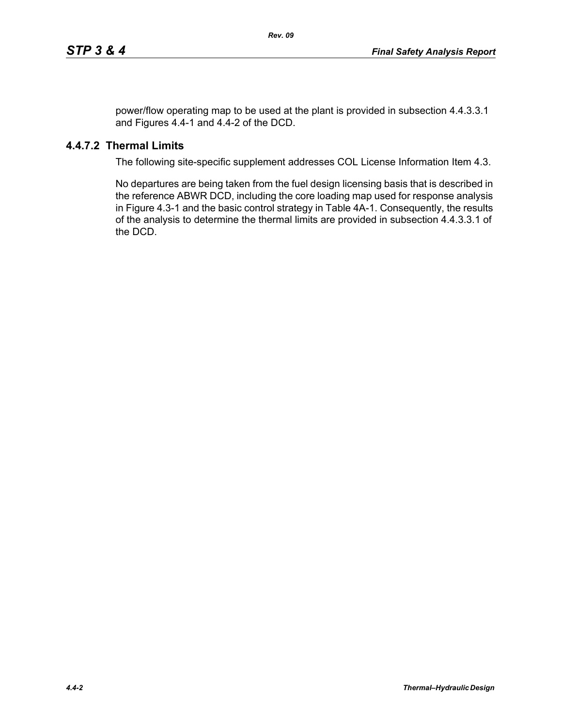power/flow operating map to be used at the plant is provided in subsection 4.4.3.3.1 and Figures 4.4-1 and 4.4-2 of the DCD.

### 4.4.7.2 Thermal Limits

The following site-specific supplement addresses COL License Information Item 4.3.

No departures are being taken from the fuel design licensing basis that is described in the reference ABWR DCD, including the core loading map used for response analysis in Figure 4.3-1 and the basic control strategy in Table 4A-1. Consequently, the results of the analysis to determine the thermal limits are provided in subsection 4.4.3.3.1 of the DCD.